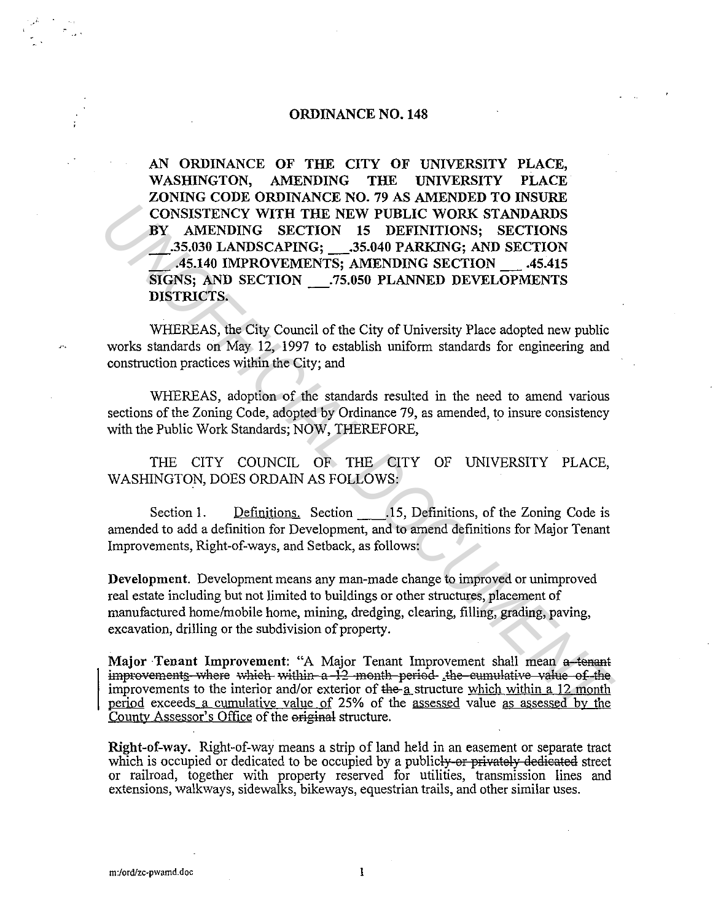# ORDINANCE NO. 148

**AN ORDINANCE OF THE CITY OF UNIVERSITY PLACE, WASHINGTON, AMENDING THE UNIVERSITY PLACE ZONING CODE ORDINANCE NO. 79 AS AMENDED TO INSURE CONSISTENCY WITH THE NEW PUBLIC WORK STANDARDS BY AMENDING SECTION 15 DEFINITIONS; SECTIONS ___.35.030 LANDSCAPING; ___.35.040 PARKING; AND SECTION ___.45.140 IMPROVEMENTS; AMENDING SECTION ___.45.415 SIGNS; AND SECTION ___.75.050 PLANNED DEVELOPMENTS DISTRICTS.**

WHEREAS, the City Council of the City of University Place adopted new public works standards on May 12, 1997 to establish uniform standards for engineering and construction practices within the City; and

WHEREAS, adoption of the standards resulted in the need to amend various sections of the Zoning Code, adopted by Ordinance 79, as amended, to insure consistency with the Public Work Standards; NOW, THEREFORE,

THE CITY COUNCIL OF THE CITY OF UNIVERSITY PLACE, WASHINGTON, DOES ORDAIN AS FOLLOWS:

Section 1. Definitions. Section ____.15, Definitions, of the Zoning Code is amended to add a definition for Development, and to amend definitions for Major Tenant Improvements, Right-of-ways, and Setback, as follows:

**Development**. Development means any man-made change to improved or unimproved real estate including but not limited to buildings or other structures, placement of manufactured home/mobile home, mining, dredging, clearing, filling, grading, paving, excavation, drilling or the subdivision of property.

**Major Tenant Improvement**: "A Major Tenant Improvement shall mean ~~a tenant improvements where which within a 12 month period the cumulative value of the~~ improvements to the interior and/or exterior of ~~the~~ a structure which within a 12 month period exceeds a cumulative value of 25% of the assessed value as assessed by the County Assessor's Office of the ~~original~~ structure.

**Right-of-way.** Right-of-way means a strip of land held in an easement or separate tract which is occupied or dedicated to be occupied by a public~~ly or privately dedicated~~ street or railroad, together with property reserved for utilities, transmission lines and extensions, walkways, sidewalks, bikeways, equestrian trails, and other similar uses.

m:/ord/zc-pwamd.doc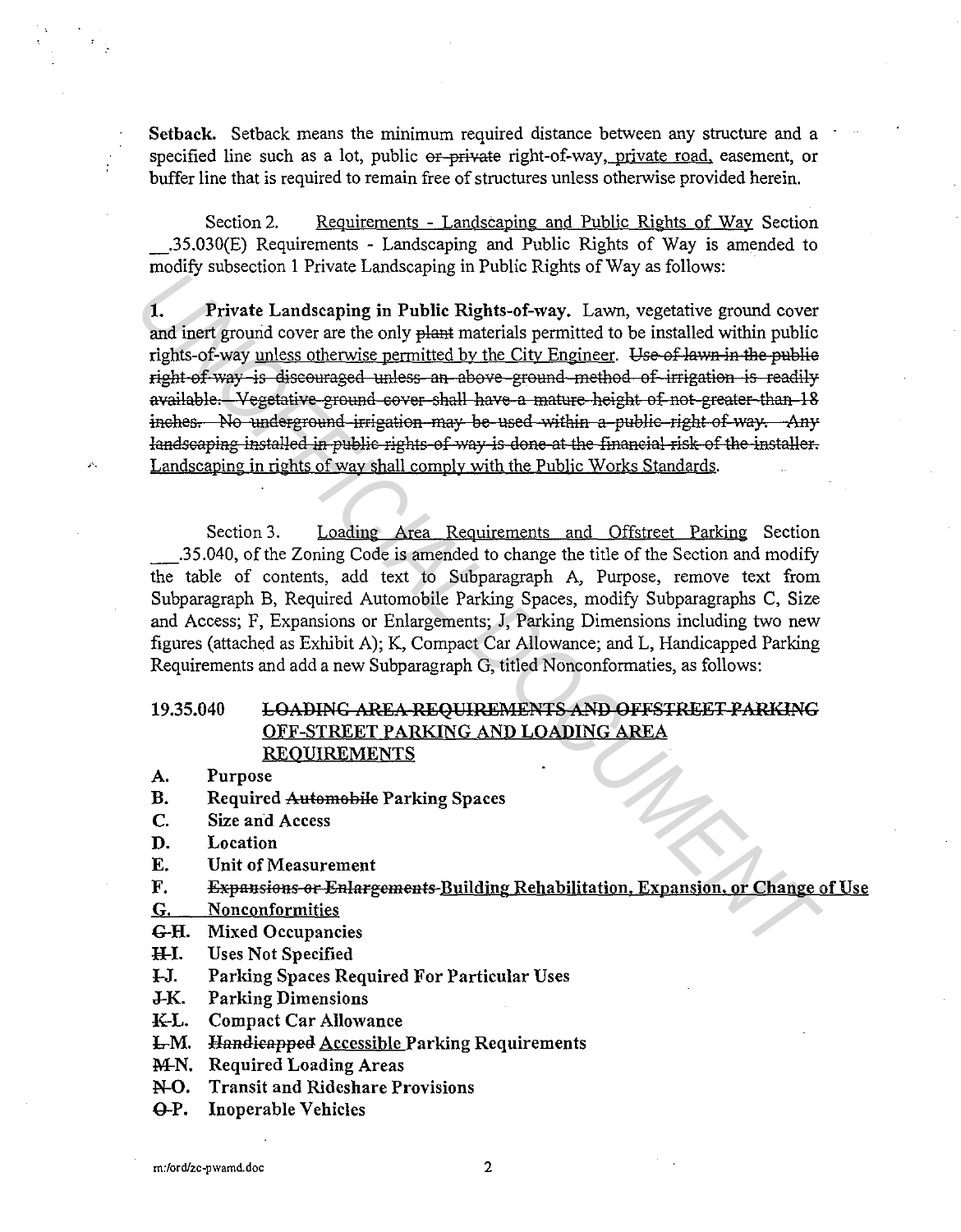**Setback.** Setback means the minimum required distance between any structure and a specified line such as a lot, public ~~or private~~ right-of-way, <u>private road,</u> easement, or buffer line that is required to remain free of structures unless otherwise provided herein.

Section 2. <u>Requirements - Landscaping and Public Rights of Way</u> Section \_\_.35.030(E) Requirements - Landscaping and Public Rights of Way is amended to modify subsection 1 Private Landscaping in Public Rights of Way as follows:

**1. Private Landscaping in Public Rights-of-way.** Lawn, vegetative ground cover and inert ground cover are the only ~~plant~~ materials permitted to be installed within public rights-of-way <u>unless otherwise permitted by the City Engineer</u>. ~~Use of lawn in the public right-of-way is discouraged unless an above-ground method of irrigation is readily available. Vegetative ground cover shall have a mature height of not greater than 18 inches. No underground irrigation may be used within a public right-of-way. Any landscaping installed in public rights-of-way is done at the financial risk of the installer.~~ <u>Landscaping in rights of way shall comply with the Public Works Standards.</u>

Section 3. <u>Loading Area Requirements and Offstreet Parking</u> Section \_\_\_.35.040, of the Zoning Code is amended to change the title of the Section and modify the table of contents, add text to Subparagraph A, Purpose, remove text from Subparagraph B, Required Automobile Parking Spaces, modify Subparagraphs C, Size and Access; F, Expansions or Enlargements; J, Parking Dimensions including two new figures (attached as Exhibit A); K, Compact Car Allowance; and L, Handicapped Parking Requirements and add a new Subparagraph G, titled Nonconformaties, as follows:

**19.35.040 ~~LOADING AREA REQUIREMENTS AND OFFSTREET PARKING~~ <u>OFF-STREET PARKING AND LOADING AREA REQUIREMENTS</u>**

**A.** **Purpose**
**B.** **Required ~~Automobile~~ Parking Spaces**
**C.** **Size and Access**
**D.** **Location**
**E.** **Unit of Measurement**
**F.** **~~Expansions or Enlargements~~ <u>Building Rehabilitation, Expansion, or Change of Use</u>**
**<u>G.</u>** **<u>Nonconformities</u>**
**~~G~~ <u>H</u>.** **Mixed Occupancies**
**~~H~~ <u>I</u>.** **Uses Not Specified**
**~~I~~ <u>J</u>.** **Parking Spaces Required For Particular Uses**
**~~J~~ <u>K</u>.** **Parking Dimensions**
**~~K~~ <u>L</u>.** **Compact Car Allowance**
**~~L~~ <u>M</u>.** **~~Handicapped~~ <u>Accessible</u> Parking Requirements**
**~~M~~ <u>N</u>.** **Required Loading Areas**
**~~N~~ <u>O</u>.** **Transit and Rideshare Provisions**
**~~O~~ <u>P</u>.** **Inoperable Vehicles**

m:/ord/zc-pwamd.doc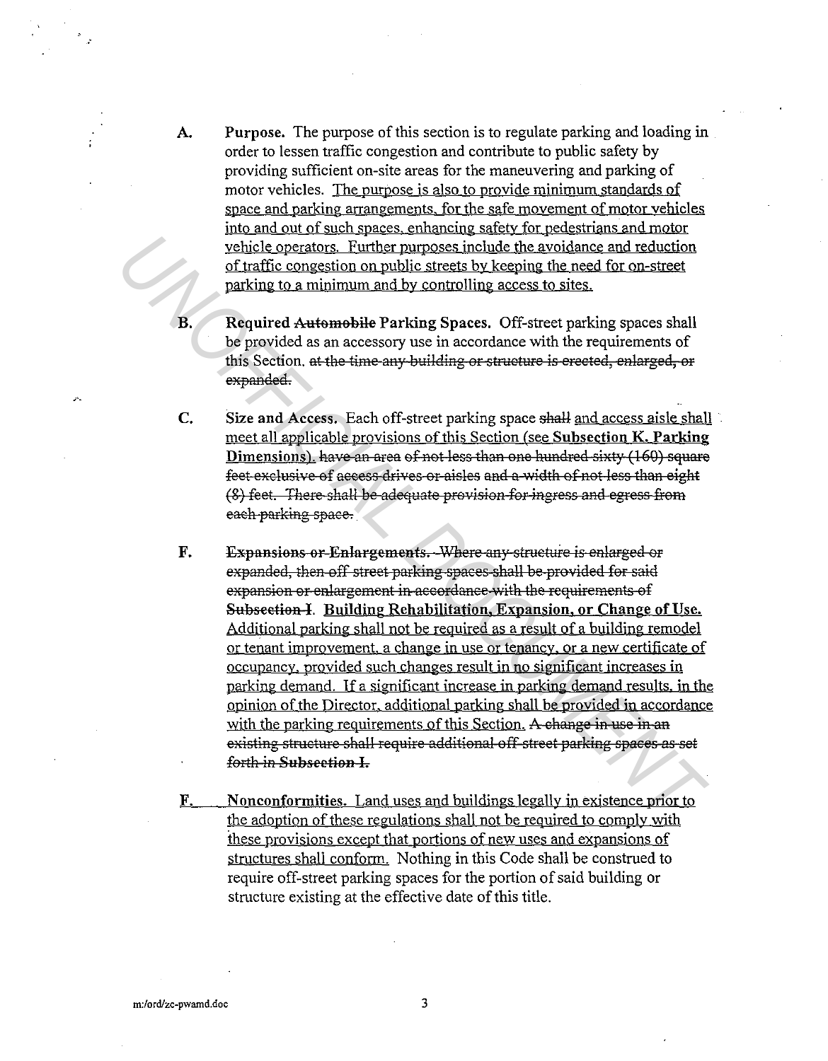A. **Purpose.** The purpose of this section is to regulate parking and loading in order to lessen traffic congestion and contribute to public safety by providing sufficient on-site areas for the maneuvering and parking of motor vehicles. <u>The purpose is also to provide minimum standards of space and parking arrangements, for the safe movement of motor vehicles into and out of such spaces, enhancing safety for pedestrians and motor vehicle operators. Further purposes include the avoidance and reduction of traffic congestion on public streets by keeping the need for on-street parking to a minimum and by controlling access to sites.</u>

B. **Required ~~Automobile~~ Parking Spaces.** Off-street parking spaces shall be provided as an accessory use in accordance with the requirements of this Section. ~~at the time any building or structure is erected, enlarged, or expanded.~~

C. **Size and Access.** Each off-street parking space ~~shall~~ <u>and access aisle shall meet all applicable provisions of this Section (see **Subsection K. Parking Dimensions**).</u> ~~have an area of not less than one hundred sixty (160) square feet exclusive of access drives or aisles and a width of not less than eight (8) feet. There shall be adequate provision for ingress and egress from each parking space.~~

F. ~~**Expansions or Enlargements.** Where any structure is enlarged or expanded, then off street parking spaces shall be provided for said expansion or enlargement in accordance with the requirements of **Subsection I**.~~ <u>**Building Rehabilitation, Expansion, or Change of Use.** Additional parking shall not be required as a result of a building remodel or tenant improvement, a change in use or tenancy, or a new certificate of occupancy, provided such changes result in no significant increases in parking demand. If a significant increase in parking demand results, in the opinion of the Director, additional parking shall be provided in accordance with the parking requirements of this Section.</u> ~~A change in use in an existing structure shall require additional off street parking spaces as set forth in **Subsection I.**~~

<u>F. **Nonconformities.** Land uses and buildings legally in existence prior to the adoption of these regulations shall not be required to comply with these provisions except that portions of new uses and expansions of structures shall conform.</u> Nothing in this Code shall be construed to require off-street parking spaces for the portion of said building or structure existing at the effective date of this title.

m:/ord/zc-pwamd.doc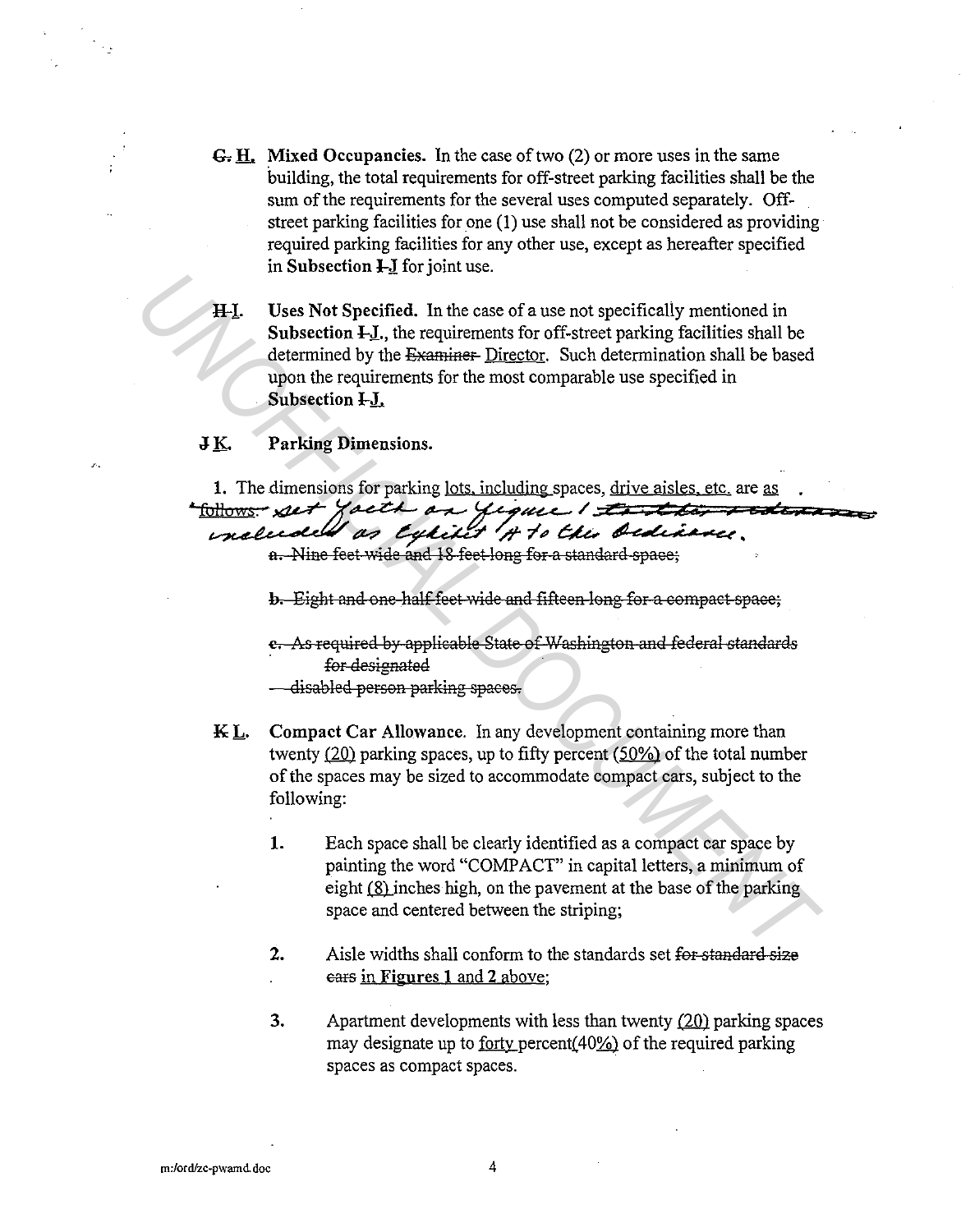~~G.~~ H. **Mixed Occupancies.** In the case of two (2) or more uses in the same building, the total requirements for off-street parking facilities shall be the sum of the requirements for the several uses computed separately. Off-street parking facilities for one (1) use shall not be considered as providing required parking facilities for any other use, except as hereafter specified in **Subsection ~~I~~ J** for joint use.

~~H.~~ I. **Uses Not Specified.** In the case of a use not specifically mentioned in **Subsection ~~I~~ J.**, the requirements for off-street parking facilities shall be determined by the ~~Examiner~~ Director. Such determination shall be based upon the requirements for the most comparable use specified in **Subsection ~~I~~ J.**

~~J~~ K. **Parking Dimensions.**

1. The dimensions for parking lots, including spaces, drive aisles, etc. are as ~~follows:~~ set forth on figure 1 ~~to this ordinance~~ included as Exhibit A to this Ordinance.

   ~~a. Nine feet wide and 18 feet long for a standard space;~~

   ~~b. Eight and one-half feet wide and fifteen long for a compact space;~~

   ~~c. As required by applicable State of Washington and federal standards for designated disabled person parking spaces.~~

~~K~~ L. **Compact Car Allowance.** In any development containing more than twenty (20) parking spaces, up to fifty percent (50%) of the total number of the spaces may be sized to accommodate compact cars, subject to the following:

1. Each space shall be clearly identified as a compact car space by painting the word "COMPACT" in capital letters, a minimum of eight (8) inches high, on the pavement at the base of the parking space and centered between the striping;

2. Aisle widths shall conform to the standards set ~~for standard size cars~~ in **Figures 1** and **2** above;

3. Apartment developments with less than twenty (20) parking spaces may designate up to forty percent(40%) of the required parking spaces as compact spaces.

m:/ord/zc-pwamd.doc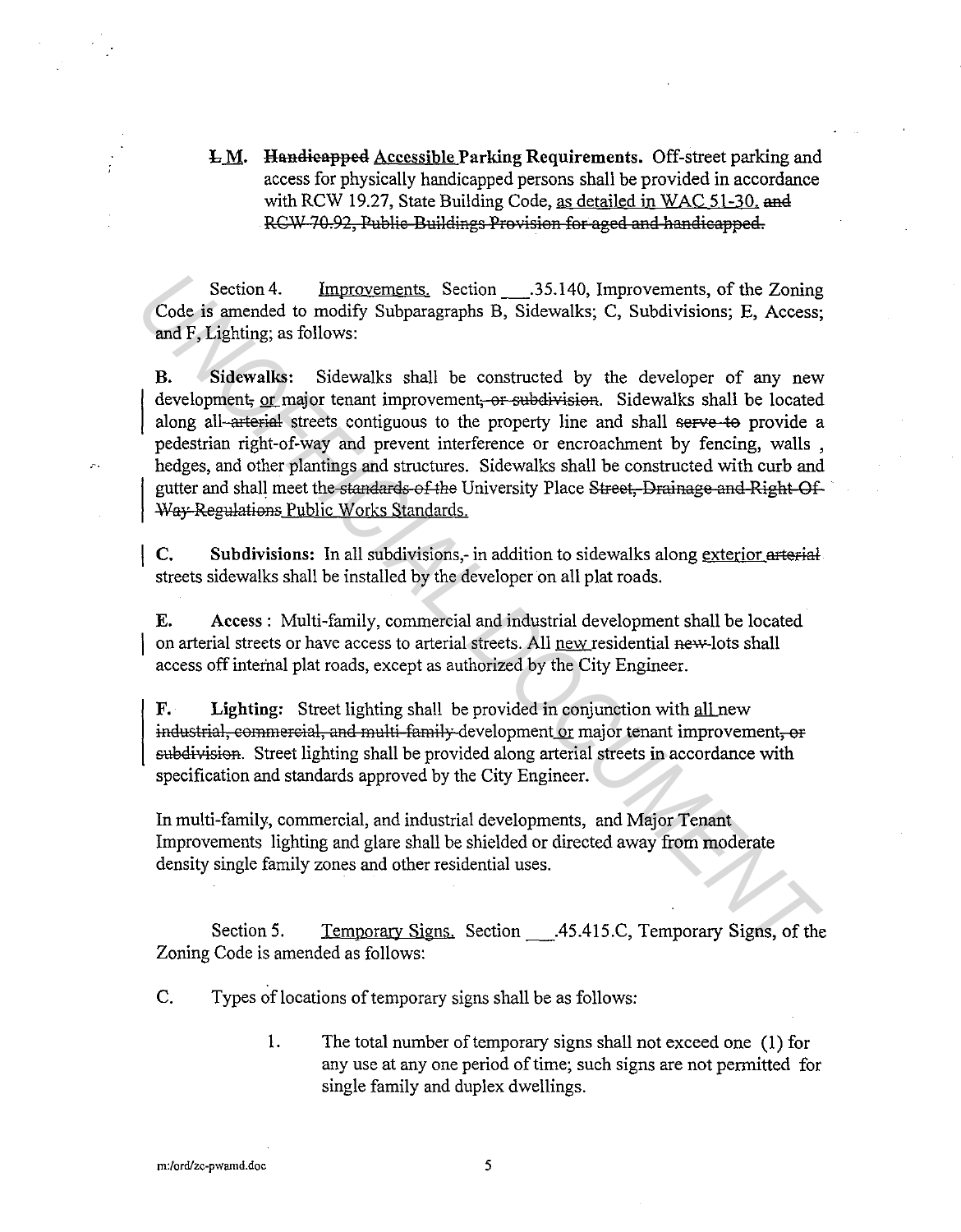~~L~~ M. ~~**Handicapped**~~ <u>**Accessible**</u> **Parking Requirements.** Off-street parking and access for physically handicapped persons shall be provided in accordance with RCW 19.27, State Building Code, <u>as detailed in WAC 51-30.</u> ~~and RCW 70.92, Public Buildings Provision for aged and handicapped.~~

Section 4. <u>Improvements.</u> Section \_\_\_.35.140, Improvements, of the Zoning Code is amended to modify Subparagraphs B, Sidewalks; C, Subdivisions; E, Access; and F, Lighting; as follows:

**B. Sidewalks:** Sidewalks shall be constructed by the developer of any new development~~,~~ <u>or</u> major tenant improvement~~, or subdivision~~. Sidewalks shall be located along all ~~arterial~~ streets contiguous to the property line and shall ~~serve to~~ provide a pedestrian right-of-way and prevent interference or encroachment by fencing, walls , hedges, and other plantings and structures. Sidewalks shall be constructed with curb and gutter and shall meet the ~~standards of the~~ University Place ~~Street, Drainage and Right Of Way Regulations~~ <u>Public Works Standards.</u>

**C. Subdivisions:** In all subdivisions,~~-~~ in addition to sidewalks along <u>exterior</u> ~~arterial~~ streets sidewalks shall be installed by the developer on all plat roads.

**E. Access** : Multi-family, commercial and industrial development shall be located on arterial streets or have access to arterial streets. All <u>new</u> residential ~~new~~ lots shall access off internal plat roads, except as authorized by the City Engineer.

**F. Lighting:** Street lighting shall be provided in conjunction with <u>all</u> new ~~industrial, commercial, and multi-family~~ development <u>or</u> major tenant improvement~~, or subdivision~~. Street lighting shall be provided along arterial streets in accordance with specification and standards approved by the City Engineer.

In multi-family, commercial, and industrial developments, and Major Tenant Improvements lighting and glare shall be shielded or directed away from moderate density single family zones and other residential uses.

Section 5. <u>Temporary Signs.</u> Section \_\_\_.45.415.C, Temporary Signs, of the Zoning Code is amended as follows:

C. Types of locations of temporary signs shall be as follows:

1. The total number of temporary signs shall not exceed one (1) for any use at any one period of time; such signs are not permitted for single family and duplex dwellings.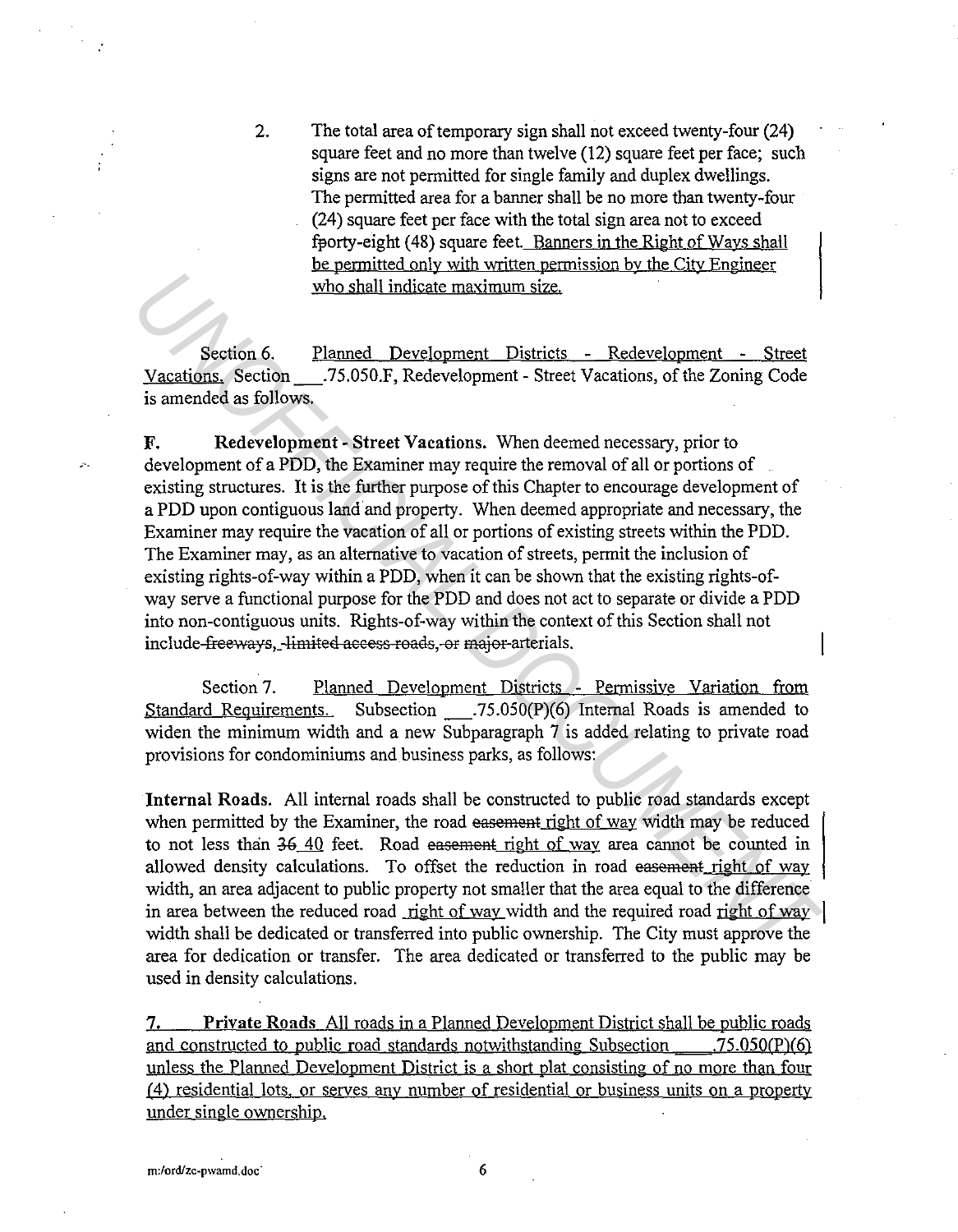2. The total area of temporary sign shall not exceed twenty-four (24) square feet and no more than twelve (12) square feet per face; such signs are not permitted for single family and duplex dwellings. The permitted area for a banner shall be no more than twenty-four (24) square feet per face with the total sign area not to exceed fporty-eight (48) square feet. Banners in the Right of Ways shall be permitted only with written permission by the City Engineer who shall indicate maximum size.

Section 6. Planned Development Districts - Redevelopment - Street Vacations. Section ___.75.050.F, Redevelopment - Street Vacations, of the Zoning Code is amended as follows.

**F. Redevelopment - Street Vacations.** When deemed necessary, prior to development of a PDD, the Examiner may require the removal of all or portions of existing structures. It is the further purpose of this Chapter to encourage development of a PDD upon contiguous land and property. When deemed appropriate and necessary, the Examiner may require the vacation of all or portions of existing streets within the PDD. The Examiner may, as an alternative to vacation of streets, permit the inclusion of existing rights-of-way within a PDD, when it can be shown that the existing rights-of-way serve a functional purpose for the PDD and does not act to separate or divide a PDD into non-contiguous units. Rights-of-way within the context of this Section shall not include ~~freeways, limited access roads, or major~~ arterials.

Section 7. Planned Development Districts - Permissive Variation from Standard Requirements. Subsection ___.75.050(P)(6) Internal Roads is amended to widen the minimum width and a new Subparagraph 7 is added relating to private road provisions for condominiums and business parks, as follows:

**Internal Roads.** All internal roads shall be constructed to public road standards except when permitted by the Examiner, the road ~~easement~~ right of way width may be reduced to not less than ~~36~~ 40 feet. Road ~~easement~~ right of way area cannot be counted in allowed density calculations. To offset the reduction in road ~~easement~~ right of way width, an area adjacent to public property not smaller that the area equal to the difference in area between the reduced road right of way width and the required road right of way width shall be dedicated or transferred into public ownership. The City must approve the area for dedication or transfer. The area dedicated or transferred to the public may be used in density calculations.

7. **Private Roads** All roads in a Planned Development District shall be public roads and constructed to public road standards notwithstanding Subsection ___.75.050(P)(6) unless the Planned Development District is a short plat consisting of no more than four (4) residential lots, or serves any number of residential or business units on a property under single ownership.

m:/ord/zc-pwamd.doc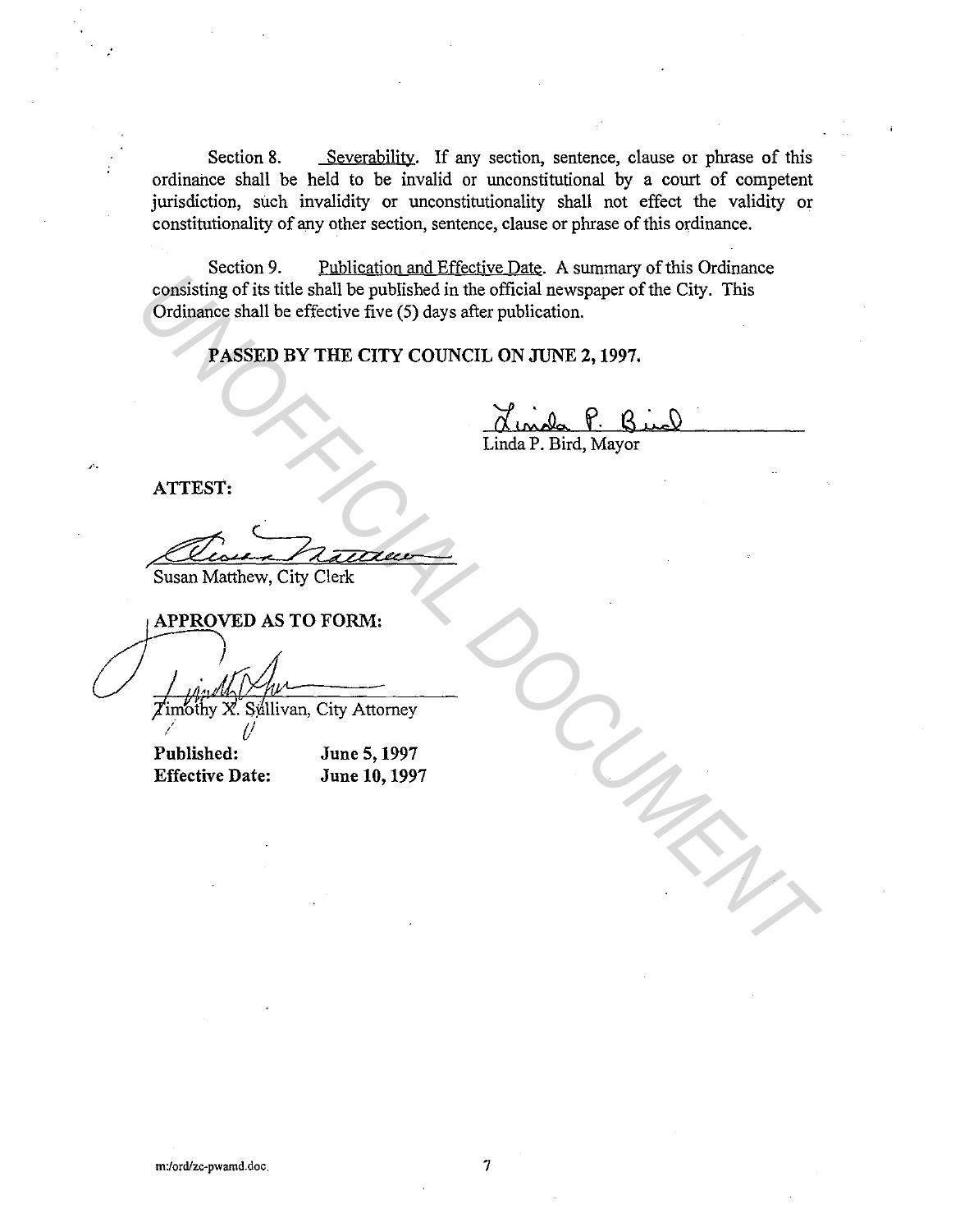Section 8. <u>Severability</u>. If any section, sentence, clause or phrase of this ordinance shall be held to be invalid or unconstitutional by a court of competent jurisdiction, such invalidity or unconstitutionality shall not effect the validity or constitutionality of any other section, sentence, clause or phrase of this ordinance.

Section 9. <u>Publication and Effective Date</u>. A summary of this Ordinance consisting of its title shall be published in the official newspaper of the City. This Ordinance shall be effective five (5) days after publication.

**PASSED BY THE CITY COUNCIL ON JUNE 2, 1997.**

Linda P. Bird, Mayor

**ATTEST:**

Susan Matthew, City Clerk

**APPROVED AS TO FORM:**

Timothy X. Sullivan, City Attorney

**Published:** June 5, 1997
**Effective Date:** June 10, 1997

m:/ord/zc-pwamd.doc.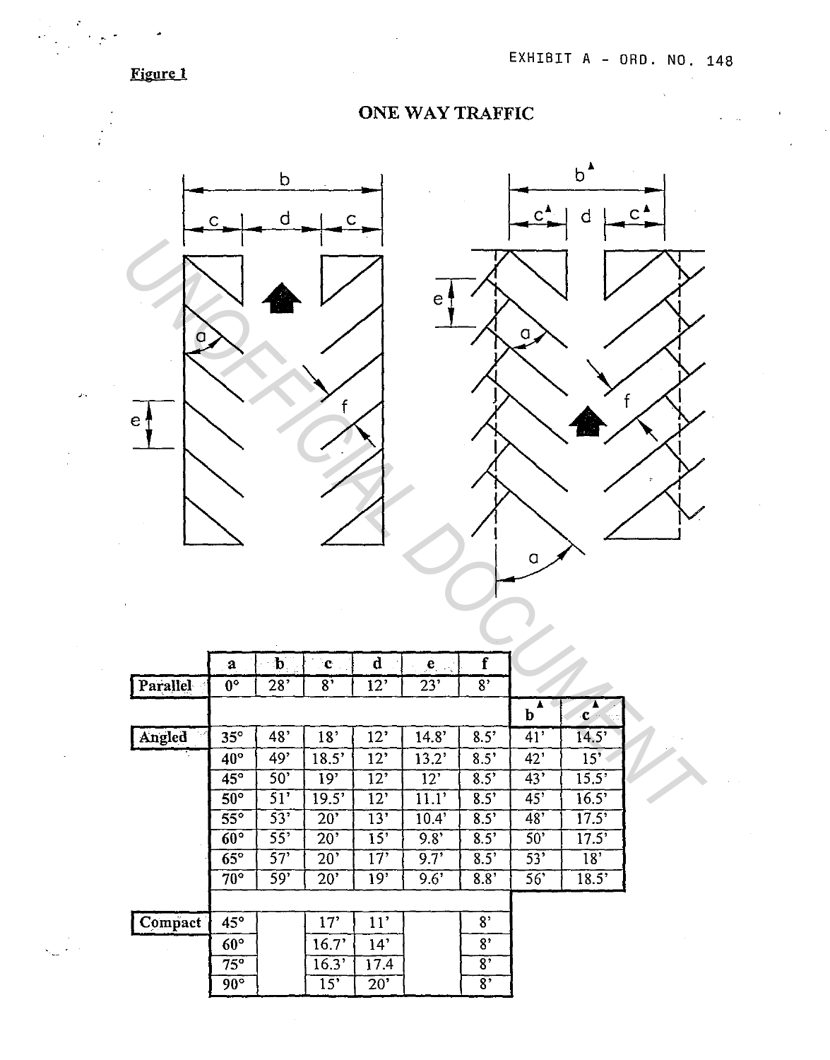EXHIBIT A - ORD. NO. 148

**Figure 1**

## ONE WAY TRAFFIC

b
c d c
e
a
f

b▲
c▲ d c▲
e
a
f
a

| | a | b | c | d | e | f | b▲ | c▲ |
|---|---|---|---|---|---|---|---|---|
| Parallel | 0° | 28’ | 8’ | 12’ | 23’ | 8’ | | |
| Angled | 35° | 48’ | 18’ | 12’ | 14.8’ | 8.5’ | 41’ | 14.5’ |
| | 40° | 49’ | 18.5’ | 12’ | 13.2’ | 8.5’ | 42’ | 15’ |
| | 45° | 50’ | 19’ | 12’ | 12’ | 8.5’ | 43’ | 15.5’ |
| | 50° | 51’ | 19.5’ | 12’ | 11.1’ | 8.5’ | 45’ | 16.5’ |
| | 55° | 53’ | 20’ | 13’ | 10.4’ | 8.5’ | 48’ | 17.5’ |
| | 60° | 55’ | 20’ | 15’ | 9.8’ | 8.5’ | 50’ | 17.5’ |
| | 65° | 57’ | 20’ | 17’ | 9.7’ | 8.5’ | 53’ | 18’ |
| | 70° | 59’ | 20’ | 19’ | 9.6’ | 8.8’ | 56’ | 18.5’ |
| Compact | 45° | | 17’ | 11’ | | 8’ | | |
| | 60° | | 16.7’ | 14’ | | 8’ | | |
| | 75° | | 16.3’ | 17.4 | | 8’ | | |
| | 90° | | 15’ | 20’ | | 8’ | | |